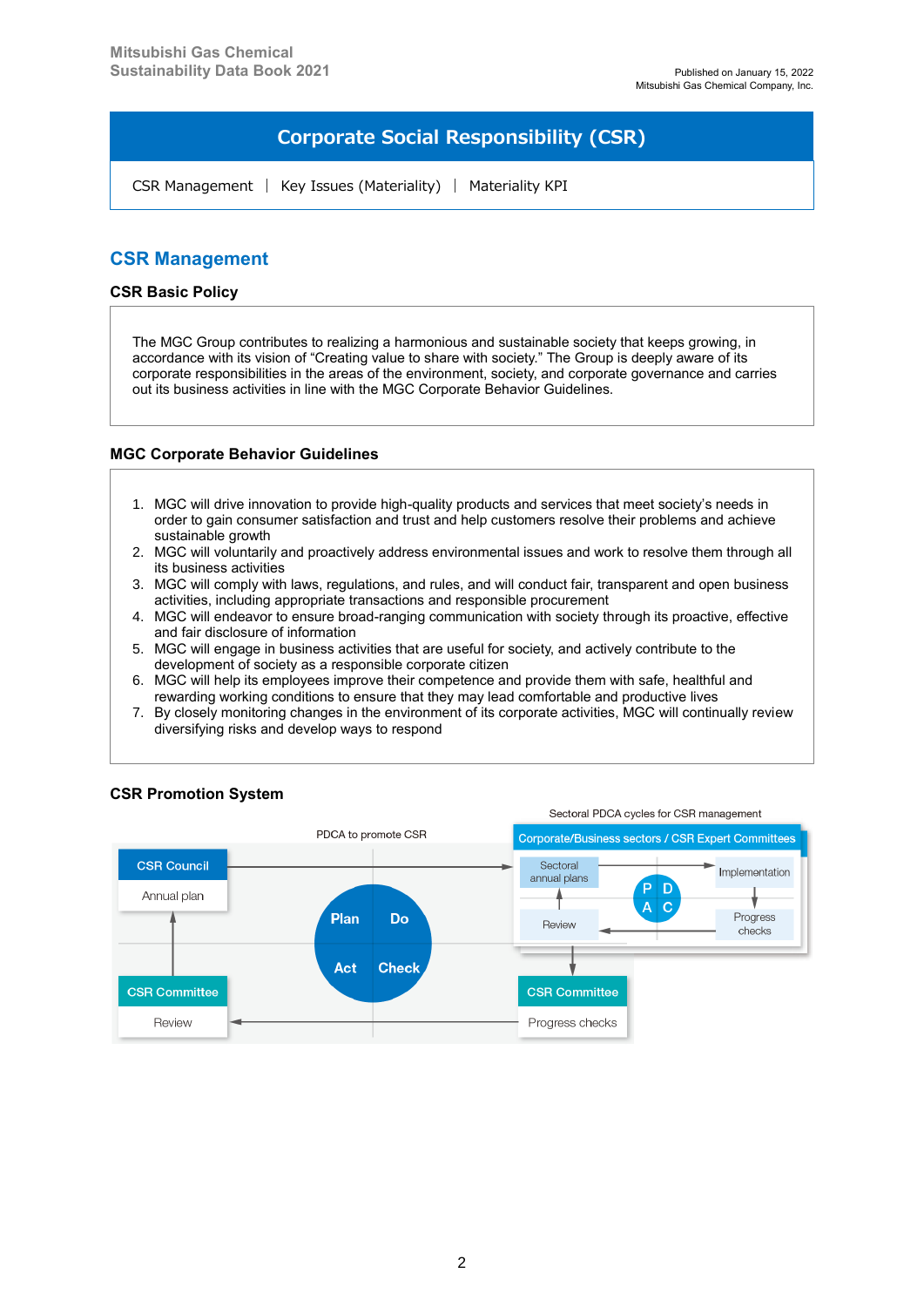# Corporate Social Responsibility (CSR)

CSR Management | Key Issues (Materiality) | Materiality KPI

## CSR Management

### CSR Basic Policy

The MGC Group contributes to realizing a harmonious and sustainable society that keeps growing, in accordance with its vision of "Creating value to share with society." The Group is deeply aware of its corporate responsibilities in the areas of the environment, society, and corporate governance and carries out its business activities in line with the MGC Corporate Behavior Guidelines.

### MGC Corporate Behavior Guidelines

1. MGC will drive innovation to provide high-quality products and services that meet society's needs in order to gain consumer satisfaction and trust and help customers resolve their problems and achieve sustainable growth
2. MGC will voluntarily and proactively address environmental issues and work to resolve them through all its business activities
3. MGC will comply with laws, regulations, and rules, and will conduct fair, transparent and open business activities, including appropriate transactions and responsible procurement
4. MGC will endeavor to ensure broad-ranging communication with society through its proactive, effective and fair disclosure of information
5. MGC will engage in business activities that are useful for society, and actively contribute to the development of society as a responsible corporate citizen
6. MGC will help its employees improve their competence and provide them with safe, healthful and rewarding working conditions to ensure that they may lead comfortable and productive lives
7. By closely monitoring changes in the environment of its corporate activities, MGC will continually review diversifying risks and develop ways to respond

### CSR Promotion System

PDCA to promote CSR

- CSR Council: Annual plan
- Plan → Do: Corporate/Business sectors / CSR Expert Committees
- Check: CSR Committee: Progress checks
- Act: CSR Committee: Review

Sectoral PDCA cycles for CSR management

Corporate/Business sectors / CSR Expert Committees

- P: Sectoral annual plans
- D: Implementation
- C: Progress checks
- A: Review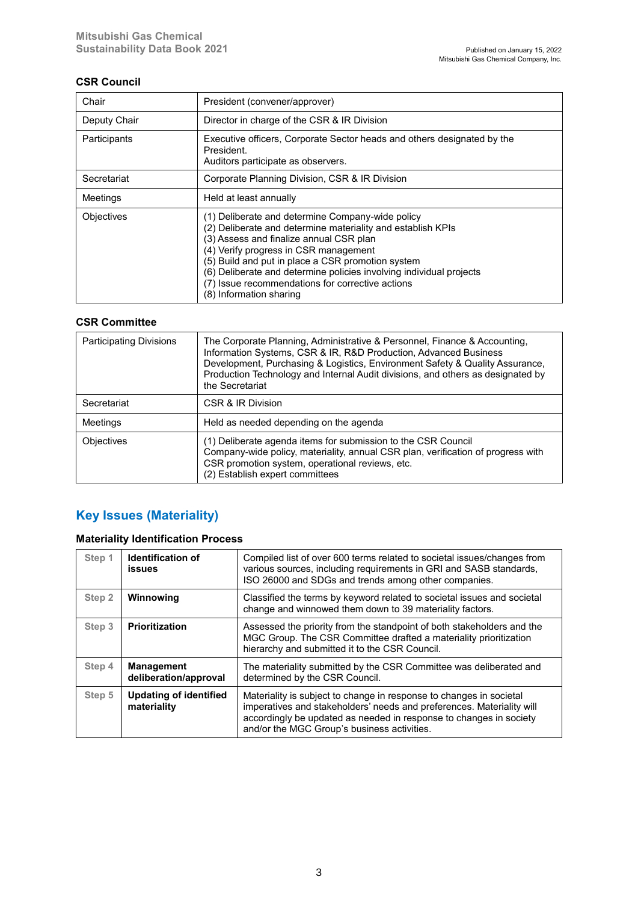### CSR Council

| | |
|---|---|
| Chair | President (convener/approver) |
| Deputy Chair | Director in charge of the CSR & IR Division |
| Participants | Executive officers, Corporate Sector heads and others designated by the President.<br>Auditors participate as observers. |
| Secretariat | Corporate Planning Division, CSR & IR Division |
| Meetings | Held at least annually |
| Objectives | (1) Deliberate and determine Company-wide policy<br>(2) Deliberate and determine materiality and establish KPIs<br>(3) Assess and finalize annual CSR plan<br>(4) Verify progress in CSR management<br>(5) Build and put in place a CSR promotion system<br>(6) Deliberate and determine policies involving individual projects<br>(7) Issue recommendations for corrective actions<br>(8) Information sharing |

### CSR Committee

| | |
|---|---|
| Participating Divisions | The Corporate Planning, Administrative & Personnel, Finance & Accounting, Information Systems, CSR & IR, R&D Production, Advanced Business Development, Purchasing & Logistics, Environment Safety & Quality Assurance, Production Technology and Internal Audit divisions, and others as designated by the Secretariat |
| Secretariat | CSR & IR Division |
| Meetings | Held as needed depending on the agenda |
| Objectives | (1) Deliberate agenda items for submission to the CSR Council<br>Company-wide policy, materiality, annual CSR plan, verification of progress with CSR promotion system, operational reviews, etc.<br>(2) Establish expert committees |

## Key Issues (Materiality)

### Materiality Identification Process

| | | |
|---|---|---|
| Step 1 | **Identification of issues** | Compiled list of over 600 terms related to societal issues/changes from various sources, including requirements in GRI and SASB standards, ISO 26000 and SDGs and trends among other companies. |
| Step 2 | **Winnowing** | Classified the terms by keyword related to societal issues and societal change and winnowed them down to 39 materiality factors. |
| Step 3 | **Prioritization** | Assessed the priority from the standpoint of both stakeholders and the MGC Group. The CSR Committee drafted a materiality prioritization hierarchy and submitted it to the CSR Council. |
| Step 4 | **Management deliberation/approval** | The materiality submitted by the CSR Committee was deliberated and determined by the CSR Council. |
| Step 5 | **Updating of identified materiality** | Materiality is subject to change in response to changes in societal imperatives and stakeholders' needs and preferences. Materiality will accordingly be updated as needed in response to changes in society and/or the MGC Group's business activities. |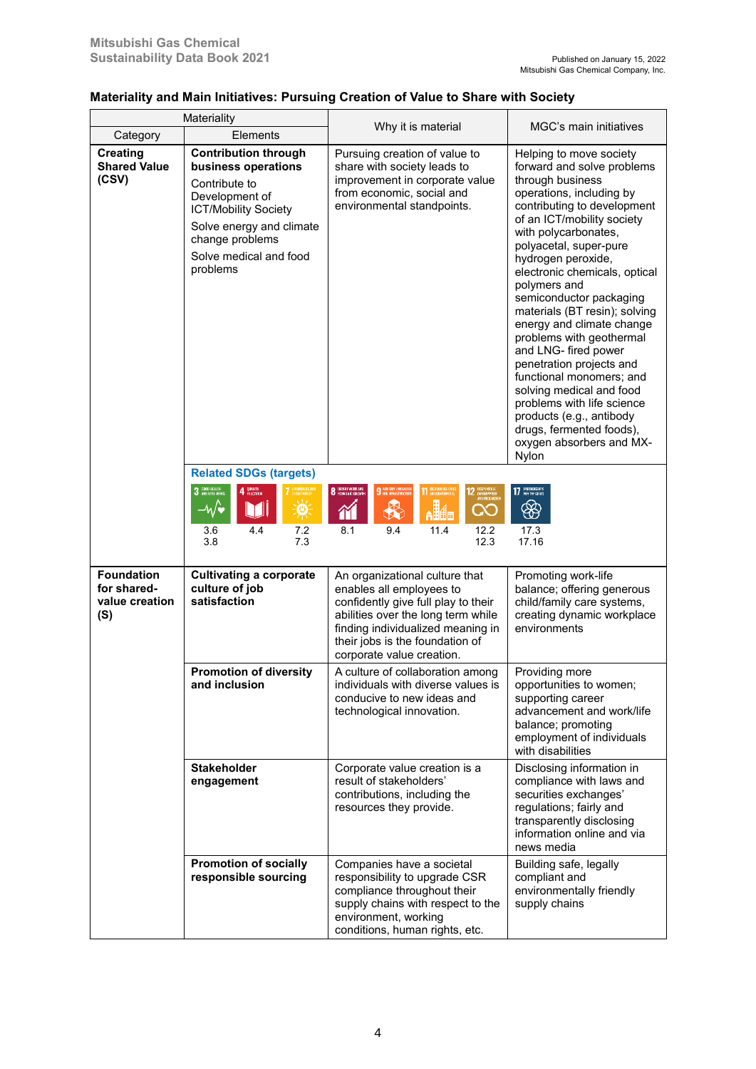## Materiality and Main Initiatives: Pursuing Creation of Value to Share with Society

| Materiality | | Why it is material | MGC's main initiatives |
|---|---|---|---|
| Category | Elements | | |
| **Creating Shared Value (CSV)** | **Contribution through business operations**<br>Contribute to Development of ICT/Mobility Society<br>Solve energy and climate change problems<br>Solve medical and food problems | Pursuing creation of value to share with society leads to improvement in corporate value from economic, social and environmental standpoints. | Helping to move society forward and solve problems through business operations, including by contributing to development of an ICT/mobility society with polycarbonates, polyacetal, super-pure hydrogen peroxide, electronic chemicals, optical polymers and semiconductor packaging materials (BT resin); solving energy and climate change problems with geothermal and LNG- fired power penetration projects and functional monomers; and solving medical and food problems with life science products (e.g., antibody drugs, fermented foods), oxygen absorbers and MX-Nylon |
| | **Related SDGs (targets)**<br>3: 3.6, 3.8<br>4: 4.4<br>7: 7.2, 7.3<br>8: 8.1<br>9: 9.4<br>11: 11.4<br>12: 12.2, 12.3<br>17: 17.3, 17.16 | | |
| **Foundation for shared-value creation (S)** | **Cultivating a corporate culture of job satisfaction** | An organizational culture that enables all employees to confidently give full play to their abilities over the long term while finding individualized meaning in their jobs is the foundation of corporate value creation. | Promoting work-life balance; offering generous child/family care systems, creating dynamic workplace environments |
| | **Promotion of diversity and inclusion** | A culture of collaboration among individuals with diverse values is conducive to new ideas and technological innovation. | Providing more opportunities to women; supporting career advancement and work/life balance; promoting employment of individuals with disabilities |
| | **Stakeholder engagement** | Corporate value creation is a result of stakeholders' contributions, including the resources they provide. | Disclosing information in compliance with laws and securities exchanges' regulations; fairly and transparently disclosing information online and via news media |
| | **Promotion of socially responsible sourcing** | Companies have a societal responsibility to upgrade CSR compliance throughout their supply chains with respect to the environment, working conditions, human rights, etc. | Building safe, legally compliant and environmentally friendly supply chains |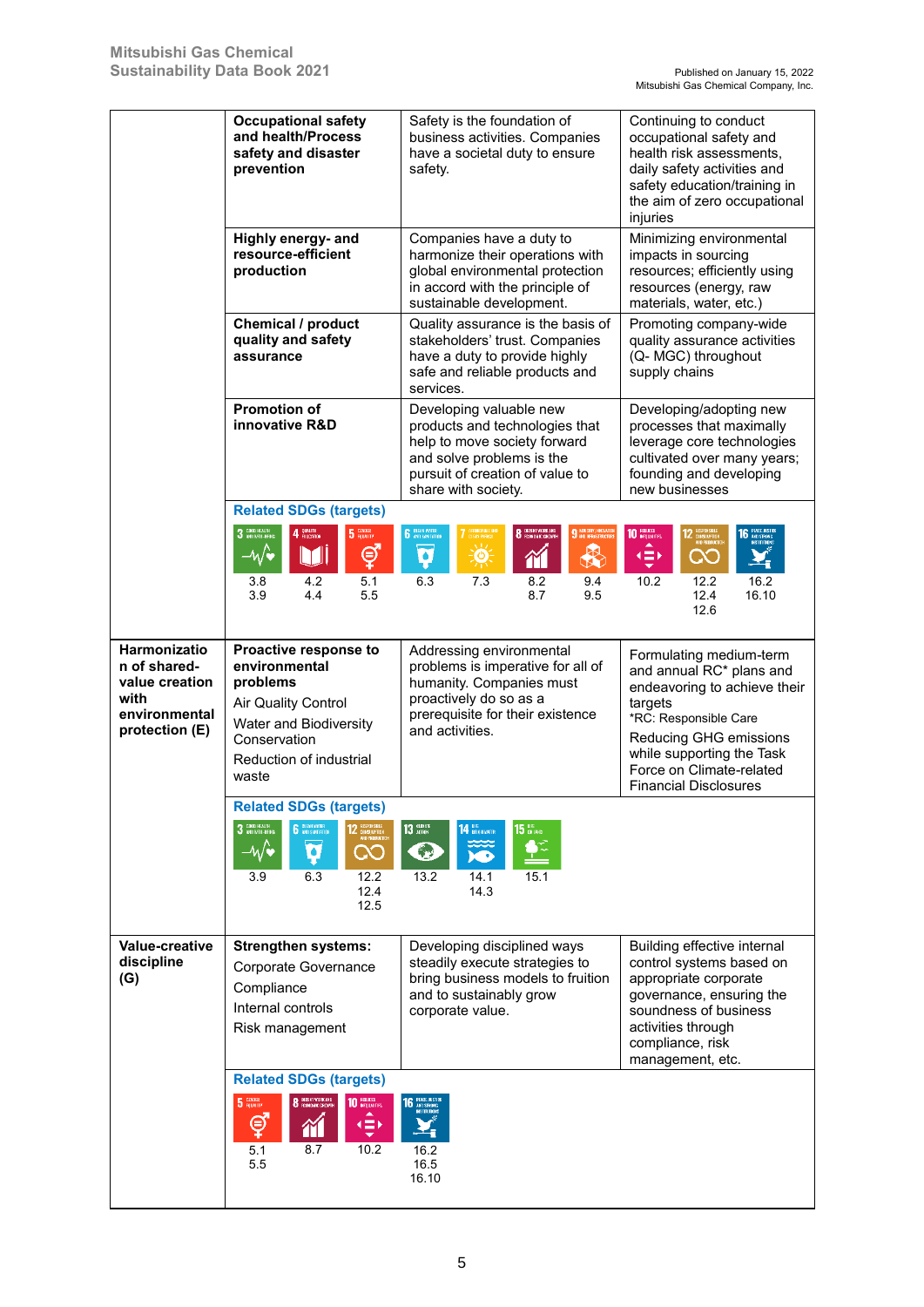| | | | |
|---|---|---|---|
| | **Occupational safety and health/Process safety and disaster prevention** | Safety is the foundation of business activities. Companies have a societal duty to ensure safety. | Continuing to conduct occupational safety and health risk assessments, daily safety activities and safety education/training in the aim of zero occupational injuries |
| | **Highly energy- and resource-efficient production** | Companies have a duty to harmonize their operations with global environmental protection in accord with the principle of sustainable development. | Minimizing environmental impacts in sourcing resources; efficiently using resources (energy, raw materials, water, etc.) |
| | **Chemical / product quality and safety assurance** | Quality assurance is the basis of stakeholders' trust. Companies have a duty to provide highly safe and reliable products and services. | Promoting company-wide quality assurance activities (Q- MGC) throughout supply chains |
| | **Promotion of innovative R&D** | Developing valuable new products and technologies that help to move society forward and solve problems is the pursuit of creation of value to share with society. | Developing/adopting new processes that maximally leverage core technologies cultivated over many years; founding and developing new businesses |
| | **Related SDGs (targets)**<br>3: 3.8, 3.9<br>4: 4.2, 4.4<br>5: 5.1, 5.5<br>6: 6.3<br>7: 7.3<br>8: 8.2, 8.7<br>9: 9.4, 9.5<br>10: 10.2<br>12: 12.2, 12.4, 12.6<br>16: 16.2, 16.10 | | |
| **Harmonization of shared-value creation with environmental protection (E)** | **Proactive response to environmental problems**<br>Air Quality Control<br>Water and Biodiversity Conservation<br>Reduction of industrial waste | Addressing environmental problems is imperative for all of humanity. Companies must proactively do so as a prerequisite for their existence and activities. | Formulating medium-term and annual RC* plans and endeavoring to achieve their targets<br>*RC: Responsible Care<br>Reducing GHG emissions while supporting the Task Force on Climate-related Financial Disclosures |
| | **Related SDGs (targets)**<br>3: 3.9<br>6: 6.3<br>12: 12.2, 12.4, 12.5<br>13: 13.2<br>14: 14.1, 14.3<br>15: 15.1 | | |
| **Value-creative discipline (G)** | **Strengthen systems:**<br>Corporate Governance<br>Compliance<br>Internal controls<br>Risk management | Developing disciplined ways steadily execute strategies to bring business models to fruition and to sustainably grow corporate value. | Building effective internal control systems based on appropriate corporate governance, ensuring the soundness of business activities through compliance, risk management, etc. |
| | **Related SDGs (targets)**<br>5: 5.1, 5.5<br>8: 8.7<br>10: 10.2<br>16: 16.2, 16.5, 16.10 | | |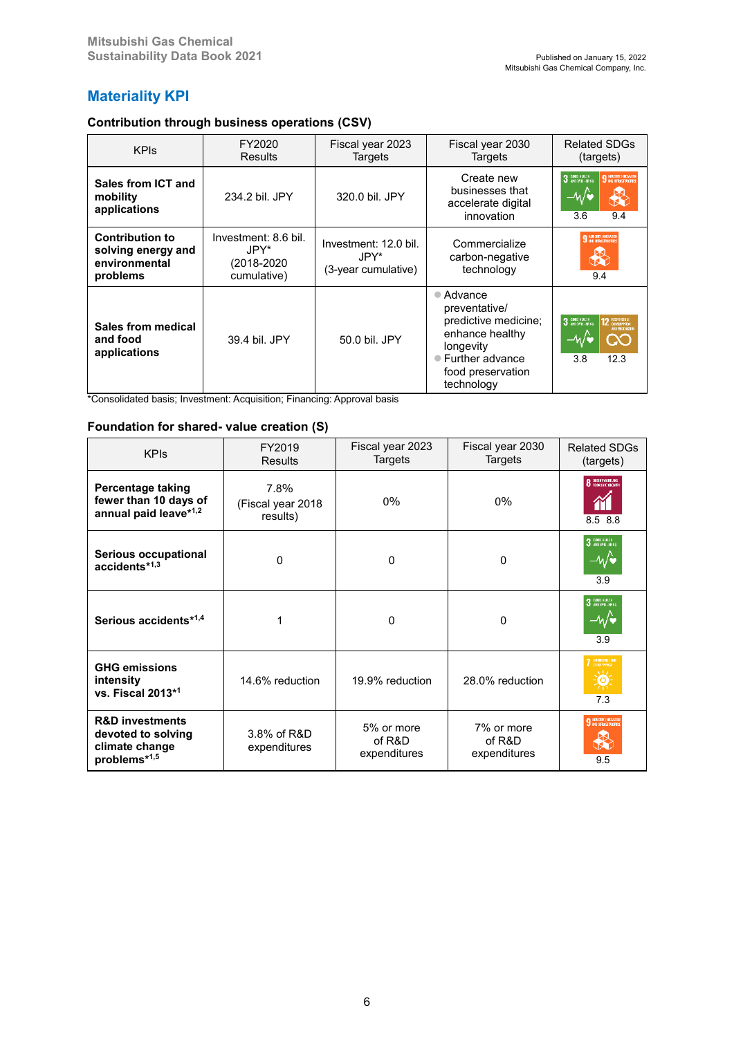## Materiality KPI

### Contribution through business operations (CSV)

| KPIs | FY2020 Results | Fiscal year 2023 Targets | Fiscal year 2030 Targets | Related SDGs (targets) |
|---|---|---|---|---|
| **Sales from ICT and mobility applications** | 234.2 bil. JPY | 320.0 bil. JPY | Create new businesses that accelerate digital innovation | 3.6 9.4 |
| **Contribution to solving energy and environmental problems** | Investment: 8.6 bil. JPY* (2018-2020 cumulative) | Investment: 12.0 bil. JPY* (3-year cumulative) | Commercialize carbon-negative technology | 9.4 |
| **Sales from medical and food applications** | 39.4 bil. JPY | 50.0 bil. JPY | ● Advance preventative/ predictive medicine; enhance healthy longevity ● Further advance food preservation technology | 3.8 12.3 |

*Consolidated basis; Investment: Acquisition; Financing: Approval basis

### Foundation for shared- value creation (S)

| KPIs | FY2019 Results | Fiscal year 2023 Targets | Fiscal year 2030 Targets | Related SDGs (targets) |
|---|---|---|---|---|
| **Percentage taking fewer than 10 days of annual paid leave**[*1,2] | 7.8% (Fiscal year 2018 results) | 0% | 0% | 8.5 8.8 |
| **Serious occupational accidents**[*1,3] | 0 | 0 | 0 | 3.9 |
| **Serious accidents**[*1,4] | 1 | 0 | 0 | 3.9 |
| **GHG emissions intensity vs. Fiscal 2013**[*1] | 14.6% reduction | 19.9% reduction | 28.0% reduction | 7.3 |
| **R&D investments devoted to solving climate change problems**[*1,5] | 3.8% of R&D expenditures | 5% or more of R&D expenditures | 7% or more of R&D expenditures | 9.5 |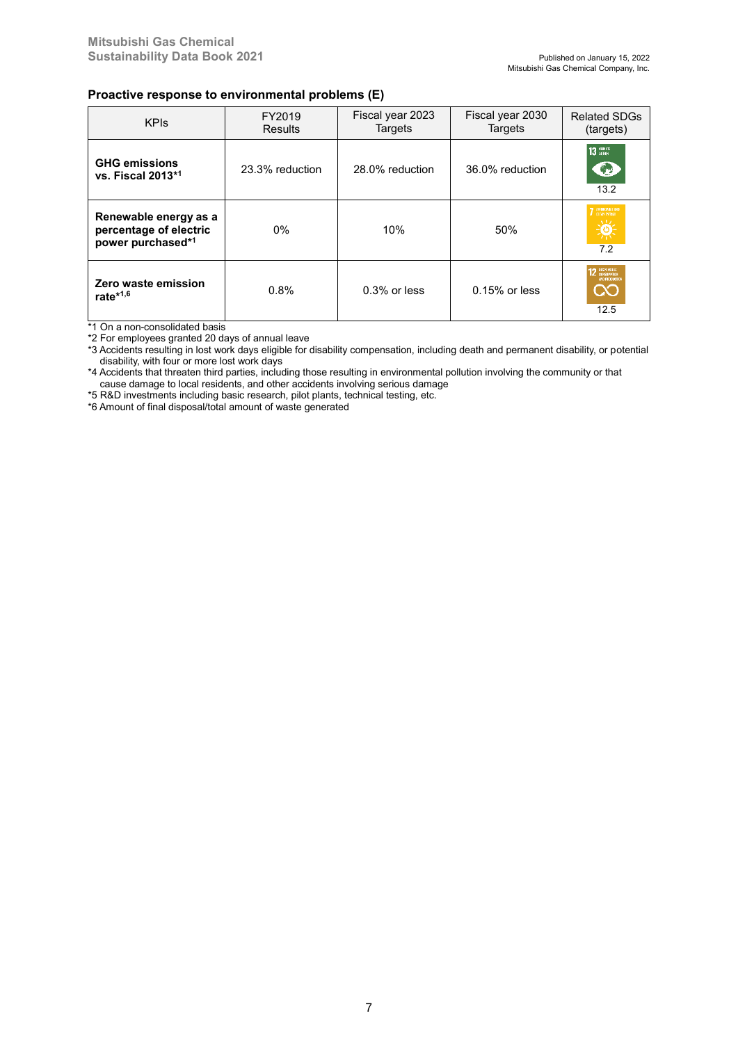### Proactive response to environmental problems (E)

| KPIs | FY2019 Results | Fiscal year 2023 Targets | Fiscal year 2030 Targets | Related SDGs (targets) |
|---|---|---|---|---|
| **GHG emissions vs. Fiscal 2013**[*1] | 23.3% reduction | 28.0% reduction | 36.0% reduction | 13.2 |
| **Renewable energy as a percentage of electric power purchased**[*1] | 0% | 10% | 50% | 7.2 |
| **Zero waste emission rate**[*1,6] | 0.8% | 0.3% or less | 0.15% or less | 12.5 |

*1 On a non-consolidated basis

*2 For employees granted 20 days of annual leave

*3 Accidents resulting in lost work days eligible for disability compensation, including death and permanent disability, or potential disability, with four or more lost work days

*4 Accidents that threaten third parties, including those resulting in environmental pollution involving the community or that cause damage to local residents, and other accidents involving serious damage

*5 R&D investments including basic research, pilot plants, technical testing, etc.

*6 Amount of final disposal/total amount of waste generated